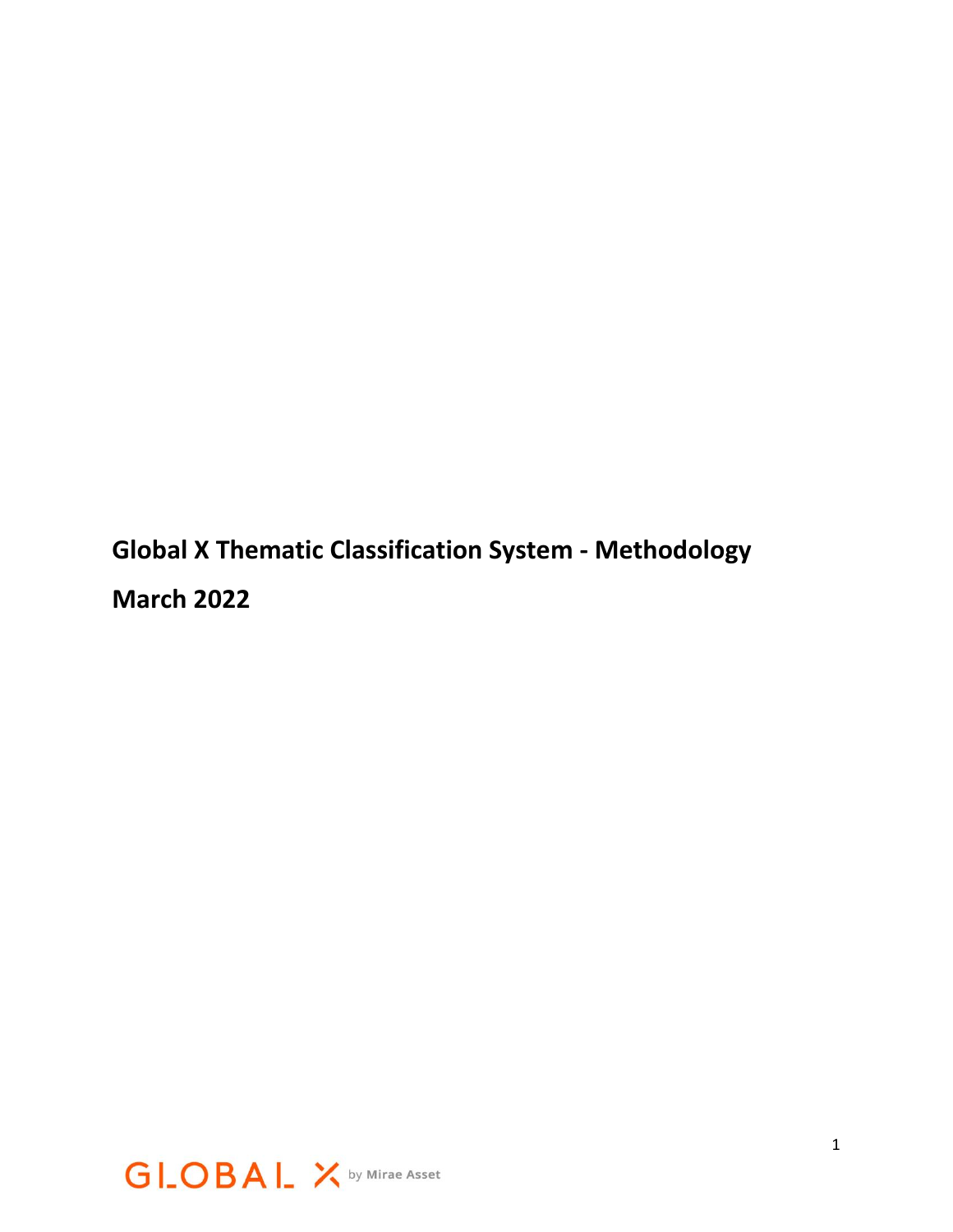# Global X Thematic Classification System - Methodology

# March 2022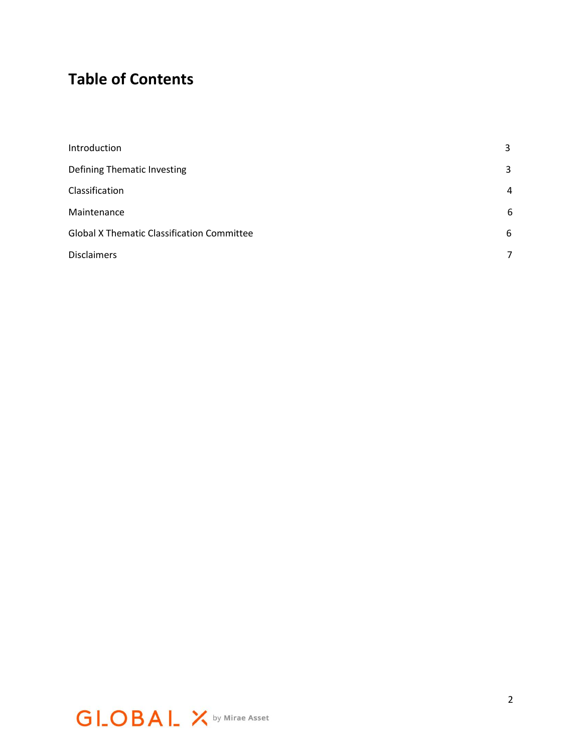# Table of Contents

| | |
|---|---|
| Introduction | 3 |
| Defining Thematic Investing | 3 |
| Classification | 4 |
| Maintenance | 6 |
| Global X Thematic Classification Committee | 6 |
| Disclaimers | 7 |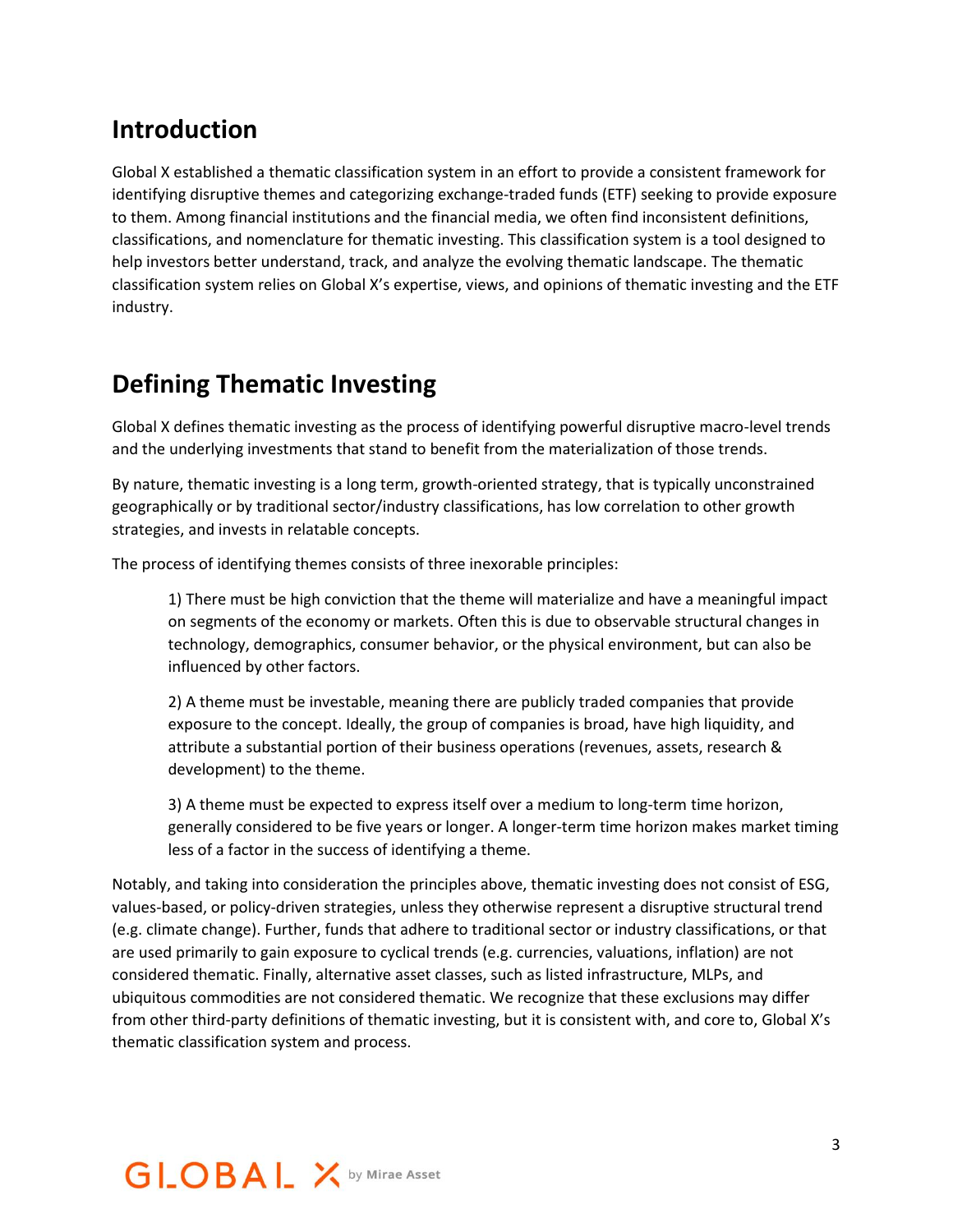## Introduction

Global X established a thematic classification system in an effort to provide a consistent framework for identifying disruptive themes and categorizing exchange-traded funds (ETF) seeking to provide exposure to them. Among financial institutions and the financial media, we often find inconsistent definitions, classifications, and nomenclature for thematic investing. This classification system is a tool designed to help investors better understand, track, and analyze the evolving thematic landscape. The thematic classification system relies on Global X's expertise, views, and opinions of thematic investing and the ETF industry.

## Defining Thematic Investing

Global X defines thematic investing as the process of identifying powerful disruptive macro-level trends and the underlying investments that stand to benefit from the materialization of those trends.

By nature, thematic investing is a long term, growth-oriented strategy, that is typically unconstrained geographically or by traditional sector/industry classifications, has low correlation to other growth strategies, and invests in relatable concepts.

The process of identifying themes consists of three inexorable principles:

> 1) There must be high conviction that the theme will materialize and have a meaningful impact on segments of the economy or markets. Often this is due to observable structural changes in technology, demographics, consumer behavior, or the physical environment, but can also be influenced by other factors.
>
> 2) A theme must be investable, meaning there are publicly traded companies that provide exposure to the concept. Ideally, the group of companies is broad, have high liquidity, and attribute a substantial portion of their business operations (revenues, assets, research & development) to the theme.
>
> 3) A theme must be expected to express itself over a medium to long-term time horizon, generally considered to be five years or longer. A longer-term time horizon makes market timing less of a factor in the success of identifying a theme.

Notably, and taking into consideration the principles above, thematic investing does not consist of ESG, values-based, or policy-driven strategies, unless they otherwise represent a disruptive structural trend (e.g. climate change). Further, funds that adhere to traditional sector or industry classifications, or that are used primarily to gain exposure to cyclical trends (e.g. currencies, valuations, inflation) are not considered thematic. Finally, alternative asset classes, such as listed infrastructure, MLPs, and ubiquitous commodities are not considered thematic. We recognize that these exclusions may differ from other third-party definitions of thematic investing, but it is consistent with, and core to, Global X's thematic classification system and process.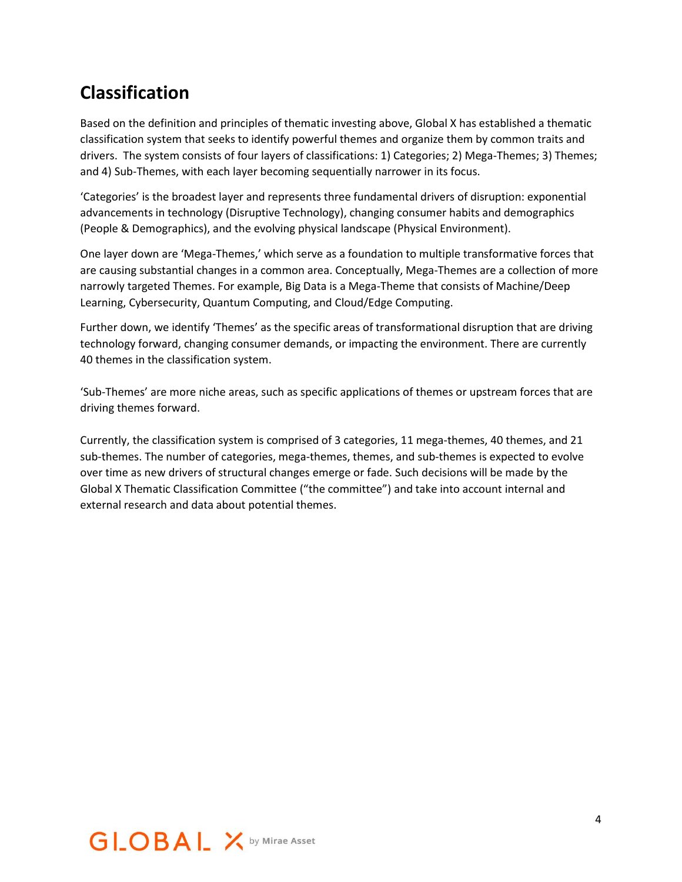## Classification

Based on the definition and principles of thematic investing above, Global X has established a thematic classification system that seeks to identify powerful themes and organize them by common traits and drivers. The system consists of four layers of classifications: 1) Categories; 2) Mega-Themes; 3) Themes; and 4) Sub-Themes, with each layer becoming sequentially narrower in its focus.

'Categories' is the broadest layer and represents three fundamental drivers of disruption: exponential advancements in technology (Disruptive Technology), changing consumer habits and demographics (People & Demographics), and the evolving physical landscape (Physical Environment).

One layer down are 'Mega-Themes,' which serve as a foundation to multiple transformative forces that are causing substantial changes in a common area. Conceptually, Mega-Themes are a collection of more narrowly targeted Themes. For example, Big Data is a Mega-Theme that consists of Machine/Deep Learning, Cybersecurity, Quantum Computing, and Cloud/Edge Computing.

Further down, we identify 'Themes' as the specific areas of transformational disruption that are driving technology forward, changing consumer demands, or impacting the environment. There are currently 40 themes in the classification system.

'Sub-Themes' are more niche areas, such as specific applications of themes or upstream forces that are driving themes forward.

Currently, the classification system is comprised of 3 categories, 11 mega-themes, 40 themes, and 21 sub-themes. The number of categories, mega-themes, themes, and sub-themes is expected to evolve over time as new drivers of structural changes emerge or fade. Such decisions will be made by the Global X Thematic Classification Committee ("the committee") and take into account internal and external research and data about potential themes.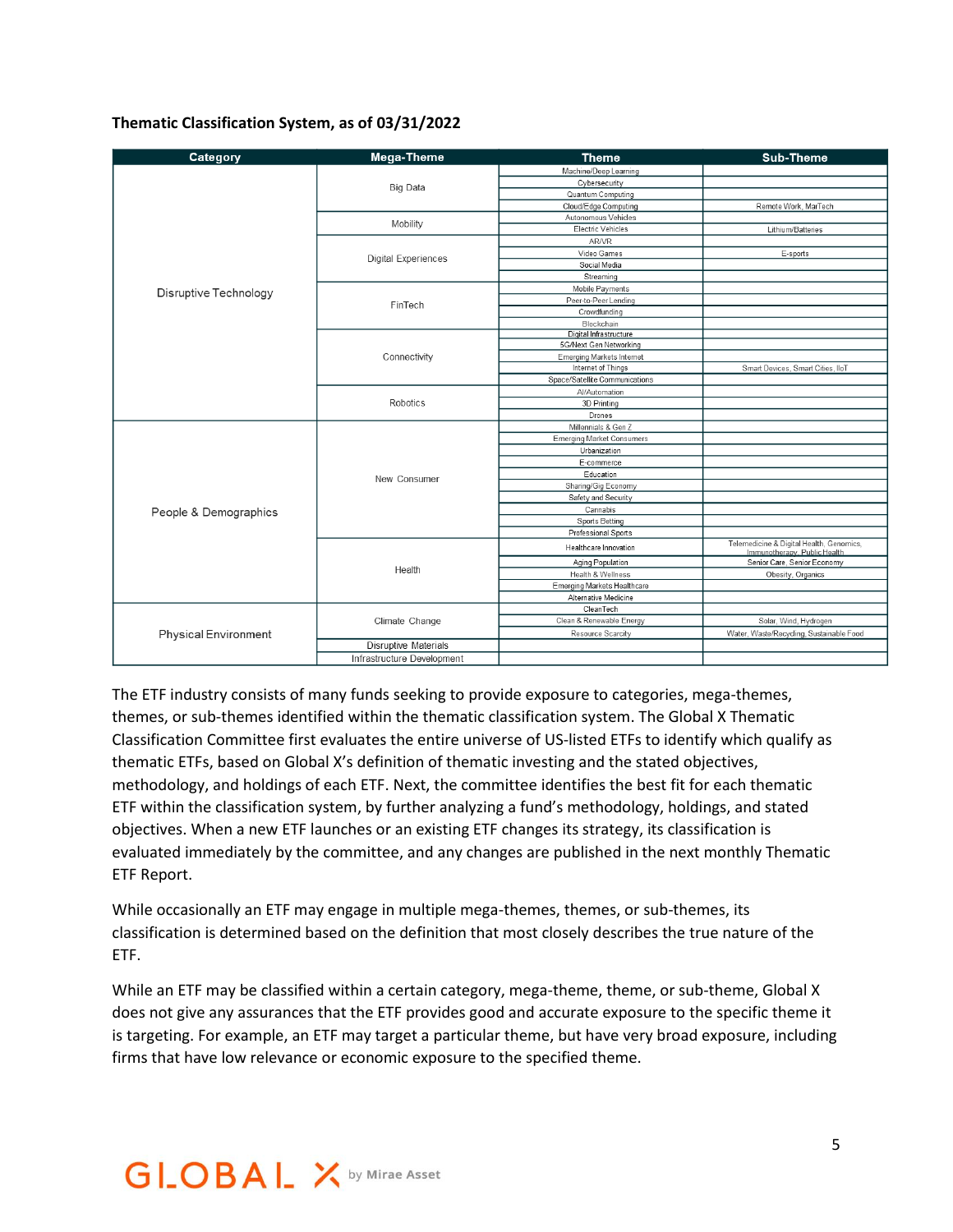**Thematic Classification System, as of 03/31/2022**

| Category | Mega-Theme | Theme | Sub-Theme |
|---|---|---|---|
| Disruptive Technology | Big Data | Machine/Deep Learning | |
| | | Cybersecurity | |
| | | Quantum Computing | |
| | | Cloud/Edge Computing | Remote Work, MarTech |
| | Mobility | Autonomous Vehicles | |
| | | Electric Vehicles | Lithium/Batteries |
| | Digital Experiences | AR/VR | |
| | | Video Games | E-sports |
| | | Social Media | |
| | | Streaming | |
| | FinTech | Mobile Payments | |
| | | Peer-to-Peer Lending | |
| | | Crowdfunding | |
| | | Blockchain | |
| | Connectivity | Digital Infrastructure | |
| | | 5G/Next Gen Networking | |
| | | Emerging Markets Internet | |
| | | Internet of Things | Smart Devices, Smart Cities, IIoT |
| | | Space/Satellite Communications | |
| | Robotics | AI/Automation | |
| | | 3D Printing | |
| | | Drones | |
| People & Demographics | New Consumer | Millennials & Gen Z | |
| | | Emerging Market Consumers | |
| | | Urbanization | |
| | | E-commerce | |
| | | Education | |
| | | Sharing/Gig Economy | |
| | | Safety and Security | |
| | | Cannabis | |
| | | Sports Betting | |
| | | Professional Sports | |
| | Health | Healthcare Innovation | Telemedicine & Digital Health, Genomics, Immunotherapy, Public Health |
| | | Aging Population | Senior Care, Senior Economy |
| | | Health & Wellness | Obesity, Organics |
| | | Emerging Markets Healthcare | |
| | | Alternative Medicine | |
| Physical Environment | Climate Change | CleanTech | |
| | | Clean & Renewable Energy | Solar, Wind, Hydrogen |
| | | Resource Scarcity | Water, Waste/Recycling, Sustainable Food |
| | Disruptive Materials | | |
| | Infrastructure Development | | |

The ETF industry consists of many funds seeking to provide exposure to categories, mega-themes, themes, or sub-themes identified within the thematic classification system. The Global X Thematic Classification Committee first evaluates the entire universe of US-listed ETFs to identify which qualify as thematic ETFs, based on Global X's definition of thematic investing and the stated objectives, methodology, and holdings of each ETF. Next, the committee identifies the best fit for each thematic ETF within the classification system, by further analyzing a fund's methodology, holdings, and stated objectives. When a new ETF launches or an existing ETF changes its strategy, its classification is evaluated immediately by the committee, and any changes are published in the next monthly Thematic ETF Report.

While occasionally an ETF may engage in multiple mega-themes, themes, or sub-themes, its classification is determined based on the definition that most closely describes the true nature of the ETF.

While an ETF may be classified within a certain category, mega-theme, theme, or sub-theme, Global X does not give any assurances that the ETF provides good and accurate exposure to the specific theme it is targeting. For example, an ETF may target a particular theme, but have very broad exposure, including firms that have low relevance or economic exposure to the specified theme.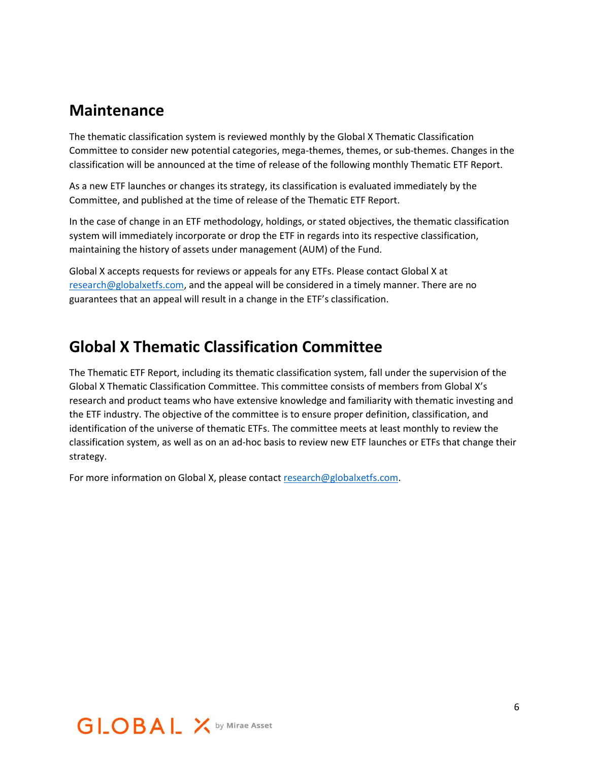## Maintenance

The thematic classification system is reviewed monthly by the Global X Thematic Classification Committee to consider new potential categories, mega-themes, themes, or sub-themes. Changes in the classification will be announced at the time of release of the following monthly Thematic ETF Report.

As a new ETF launches or changes its strategy, its classification is evaluated immediately by the Committee, and published at the time of release of the Thematic ETF Report.

In the case of change in an ETF methodology, holdings, or stated objectives, the thematic classification system will immediately incorporate or drop the ETF in regards into its respective classification, maintaining the history of assets under management (AUM) of the Fund.

Global X accepts requests for reviews or appeals for any ETFs. Please contact Global X at [research@globalxetfs.com](mailto:research@globalxetfs.com), and the appeal will be considered in a timely manner. There are no guarantees that an appeal will result in a change in the ETF's classification.

## Global X Thematic Classification Committee

The Thematic ETF Report, including its thematic classification system, fall under the supervision of the Global X Thematic Classification Committee. This committee consists of members from Global X's research and product teams who have extensive knowledge and familiarity with thematic investing and the ETF industry. The objective of the committee is to ensure proper definition, classification, and identification of the universe of thematic ETFs. The committee meets at least monthly to review the classification system, as well as on an ad-hoc basis to review new ETF launches or ETFs that change their strategy.

For more information on Global X, please contact [research@globalxetfs.com](mailto:research@globalxetfs.com).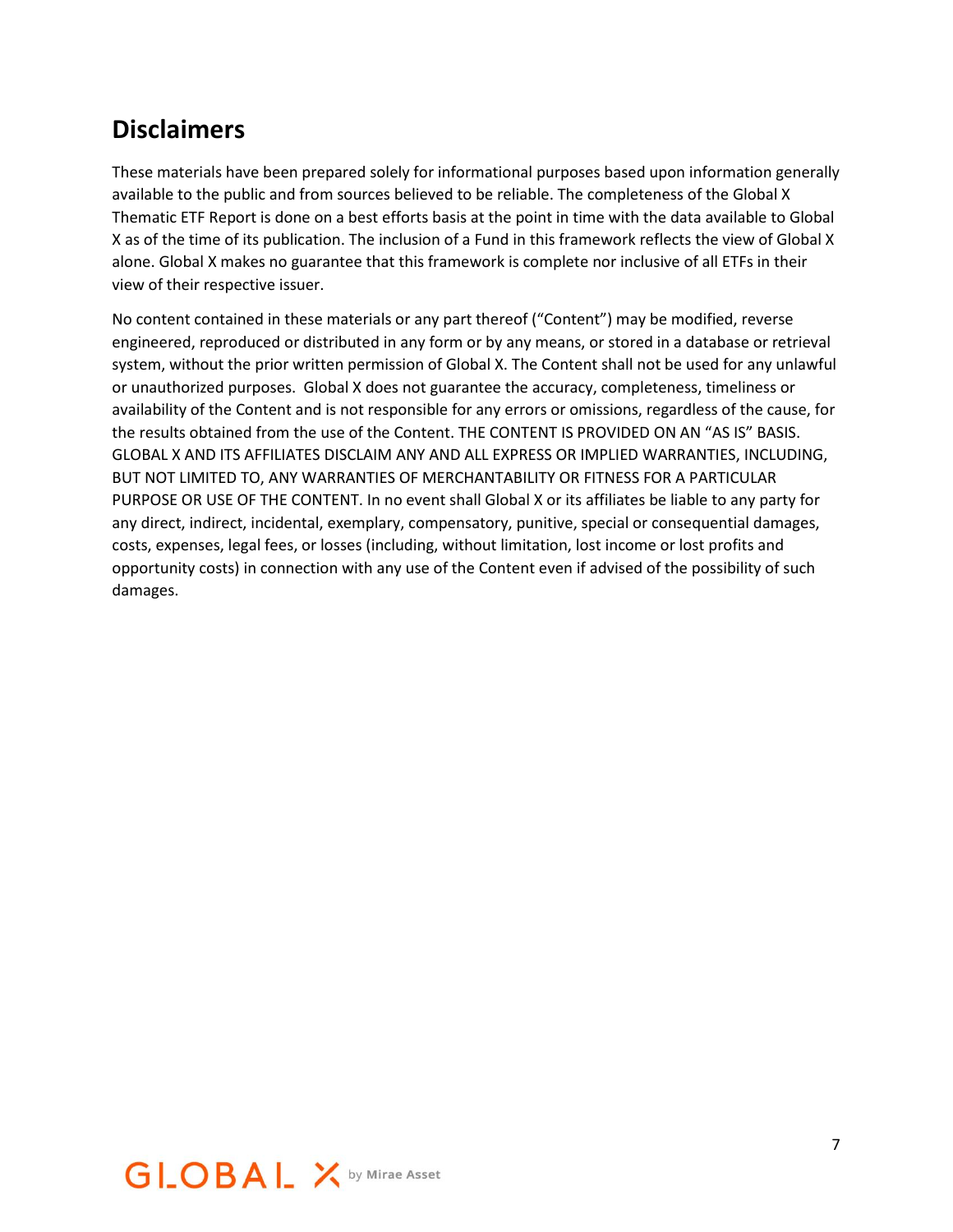## Disclaimers

These materials have been prepared solely for informational purposes based upon information generally available to the public and from sources believed to be reliable. The completeness of the Global X Thematic ETF Report is done on a best efforts basis at the point in time with the data available to Global X as of the time of its publication. The inclusion of a Fund in this framework reflects the view of Global X alone. Global X makes no guarantee that this framework is complete nor inclusive of all ETFs in their view of their respective issuer.

No content contained in these materials or any part thereof ("Content") may be modified, reverse engineered, reproduced or distributed in any form or by any means, or stored in a database or retrieval system, without the prior written permission of Global X. The Content shall not be used for any unlawful or unauthorized purposes. Global X does not guarantee the accuracy, completeness, timeliness or availability of the Content and is not responsible for any errors or omissions, regardless of the cause, for the results obtained from the use of the Content. THE CONTENT IS PROVIDED ON AN "AS IS" BASIS. GLOBAL X AND ITS AFFILIATES DISCLAIM ANY AND ALL EXPRESS OR IMPLIED WARRANTIES, INCLUDING, BUT NOT LIMITED TO, ANY WARRANTIES OF MERCHANTABILITY OR FITNESS FOR A PARTICULAR PURPOSE OR USE OF THE CONTENT. In no event shall Global X or its affiliates be liable to any party for any direct, indirect, incidental, exemplary, compensatory, punitive, special or consequential damages, costs, expenses, legal fees, or losses (including, without limitation, lost income or lost profits and opportunity costs) in connection with any use of the Content even if advised of the possibility of such damages.